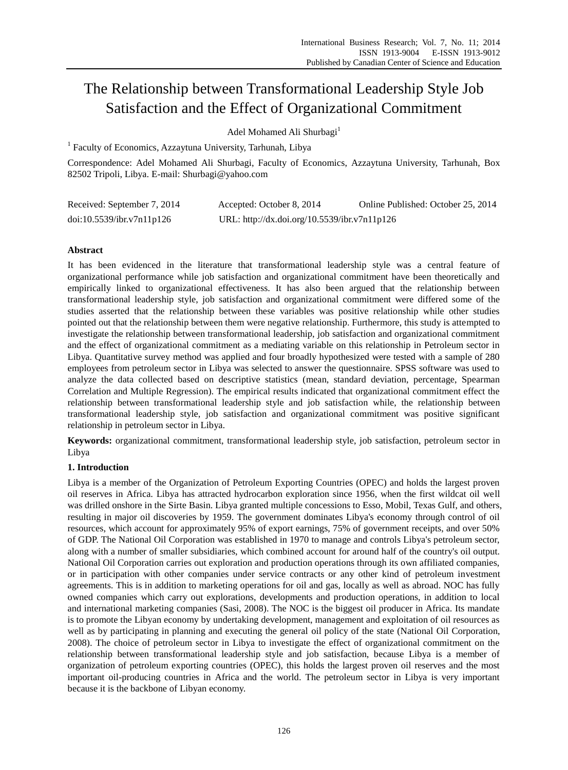# The Relationship between Transformational Leadership Style Job Satisfaction and the Effect of Organizational Commitment

Adel Mohamed Ali Shurbagi[1]

[1] Faculty of Economics, Azzaytuna University, Tarhunah, Libya

Correspondence: Adel Mohamed Ali Shurbagi, Faculty of Economics, Azzaytuna University, Tarhunah, Box 82502 Tripoli, Libya. E-mail: Shurbagi@yahoo.com

Received: September 7, 2014 Accepted: October 8, 2014 Online Published: October 25, 2014

doi:10.5539/ibr.v7n11p126 URL: http://dx.doi.org/10.5539/ibr.v7n11p126

## Abstract

It has been evidenced in the literature that transformational leadership style was a central feature of organizational performance while job satisfaction and organizational commitment have been theoretically and empirically linked to organizational effectiveness. It has also been argued that the relationship between transformational leadership style, job satisfaction and organizational commitment were differed some of the studies asserted that the relationship between these variables was positive relationship while other studies pointed out that the relationship between them were negative relationship. Furthermore, this study is attempted to investigate the relationship between transformational leadership, job satisfaction and organizational commitment and the effect of organizational commitment as a mediating variable on this relationship in Petroleum sector in Libya. Quantitative survey method was applied and four broadly hypothesized were tested with a sample of 280 employees from petroleum sector in Libya was selected to answer the questionnaire. SPSS software was used to analyze the data collected based on descriptive statistics (mean, standard deviation, percentage, Spearman Correlation and Multiple Regression). The empirical results indicated that organizational commitment effect the relationship between transformational leadership style and job satisfaction while, the relationship between transformational leadership style, job satisfaction and organizational commitment was positive significant relationship in petroleum sector in Libya.

**Keywords:** organizational commitment, transformational leadership style, job satisfaction, petroleum sector in Libya

## 1. Introduction

Libya is a member of the Organization of Petroleum Exporting Countries (OPEC) and holds the largest proven oil reserves in Africa. Libya has attracted hydrocarbon exploration since 1956, when the first wildcat oil well was drilled onshore in the Sirte Basin. Libya granted multiple concessions to Esso, Mobil, Texas Gulf, and others, resulting in major oil discoveries by 1959. The government dominates Libya's economy through control of oil resources, which account for approximately 95% of export earnings, 75% of government receipts, and over 50% of GDP. The National Oil Corporation was established in 1970 to manage and controls Libya's petroleum sector, along with a number of smaller subsidiaries, which combined account for around half of the country's oil output. National Oil Corporation carries out exploration and production operations through its own affiliated companies, or in participation with other companies under service contracts or any other kind of petroleum investment agreements. This is in addition to marketing operations for oil and gas, locally as well as abroad. NOC has fully owned companies which carry out explorations, developments and production operations, in addition to local and international marketing companies (Sasi, 2008). The NOC is the biggest oil producer in Africa. Its mandate is to promote the Libyan economy by undertaking development, management and exploitation of oil resources as well as by participating in planning and executing the general oil policy of the state (National Oil Corporation, 2008). The choice of petroleum sector in Libya to investigate the effect of organizational commitment on the relationship between transformational leadership style and job satisfaction, because Libya is a member of organization of petroleum exporting countries (OPEC), this holds the largest proven oil reserves and the most important oil-producing countries in Africa and the world. The petroleum sector in Libya is very important because it is the backbone of Libyan economy.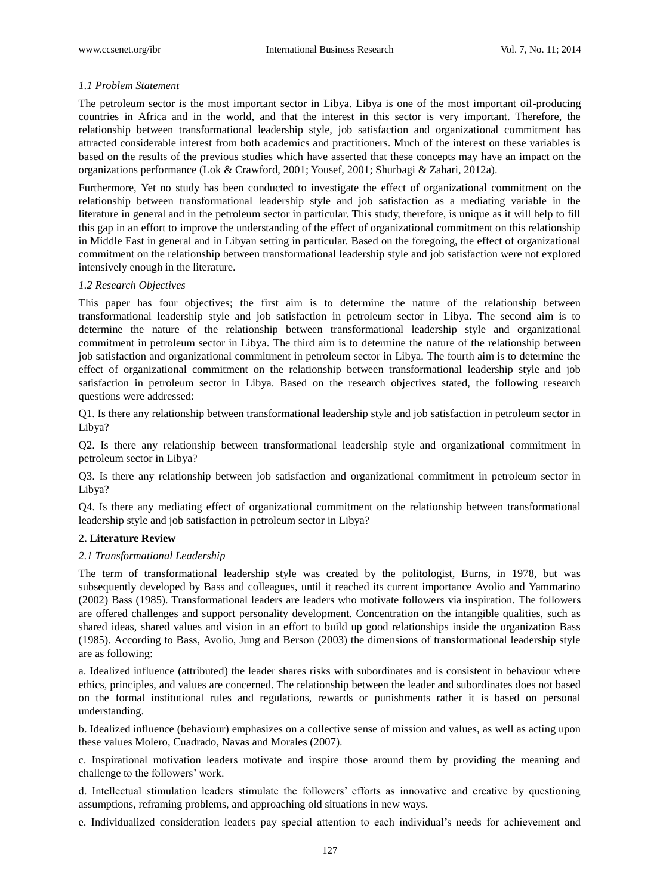### *1.1 Problem Statement*

The petroleum sector is the most important sector in Libya. Libya is one of the most important oil-producing countries in Africa and in the world, and that the interest in this sector is very important. Therefore, the relationship between transformational leadership style, job satisfaction and organizational commitment has attracted considerable interest from both academics and practitioners. Much of the interest on these variables is based on the results of the previous studies which have asserted that these concepts may have an impact on the organizations performance (Lok & Crawford, 2001; Yousef, 2001; Shurbagi & Zahari, 2012a).

Furthermore, Yet no study has been conducted to investigate the effect of organizational commitment on the relationship between transformational leadership style and job satisfaction as a mediating variable in the literature in general and in the petroleum sector in particular. This study, therefore, is unique as it will help to fill this gap in an effort to improve the understanding of the effect of organizational commitment on this relationship in Middle East in general and in Libyan setting in particular. Based on the foregoing, the effect of organizational commitment on the relationship between transformational leadership style and job satisfaction were not explored intensively enough in the literature.

### *1.2 Research Objectives*

This paper has four objectives; the first aim is to determine the nature of the relationship between transformational leadership style and job satisfaction in petroleum sector in Libya. The second aim is to determine the nature of the relationship between transformational leadership style and organizational commitment in petroleum sector in Libya. The third aim is to determine the nature of the relationship between job satisfaction and organizational commitment in petroleum sector in Libya. The fourth aim is to determine the effect of organizational commitment on the relationship between transformational leadership style and job satisfaction in petroleum sector in Libya. Based on the research objectives stated, the following research questions were addressed:

Q1. Is there any relationship between transformational leadership style and job satisfaction in petroleum sector in Libya?

Q2. Is there any relationship between transformational leadership style and organizational commitment in petroleum sector in Libya?

Q3. Is there any relationship between job satisfaction and organizational commitment in petroleum sector in Libya?

Q4. Is there any mediating effect of organizational commitment on the relationship between transformational leadership style and job satisfaction in petroleum sector in Libya?

## **2. Literature Review**

### *2.1 Transformational Leadership*

The term of transformational leadership style was created by the politologist, Burns, in 1978, but was subsequently developed by Bass and colleagues, until it reached its current importance Avolio and Yammarino (2002) Bass (1985). Transformational leaders are leaders who motivate followers via inspiration. The followers are offered challenges and support personality development. Concentration on the intangible qualities, such as shared ideas, shared values and vision in an effort to build up good relationships inside the organization Bass (1985). According to Bass, Avolio, Jung and Berson (2003) the dimensions of transformational leadership style are as following:

a. Idealized influence (attributed) the leader shares risks with subordinates and is consistent in behaviour where ethics, principles, and values are concerned. The relationship between the leader and subordinates does not based on the formal institutional rules and regulations, rewards or punishments rather it is based on personal understanding.

b. Idealized influence (behaviour) emphasizes on a collective sense of mission and values, as well as acting upon these values Molero, Cuadrado, Navas and Morales (2007).

c. Inspirational motivation leaders motivate and inspire those around them by providing the meaning and challenge to the followers' work.

d. Intellectual stimulation leaders stimulate the followers' efforts as innovative and creative by questioning assumptions, reframing problems, and approaching old situations in new ways.

e. Individualized consideration leaders pay special attention to each individual's needs for achievement and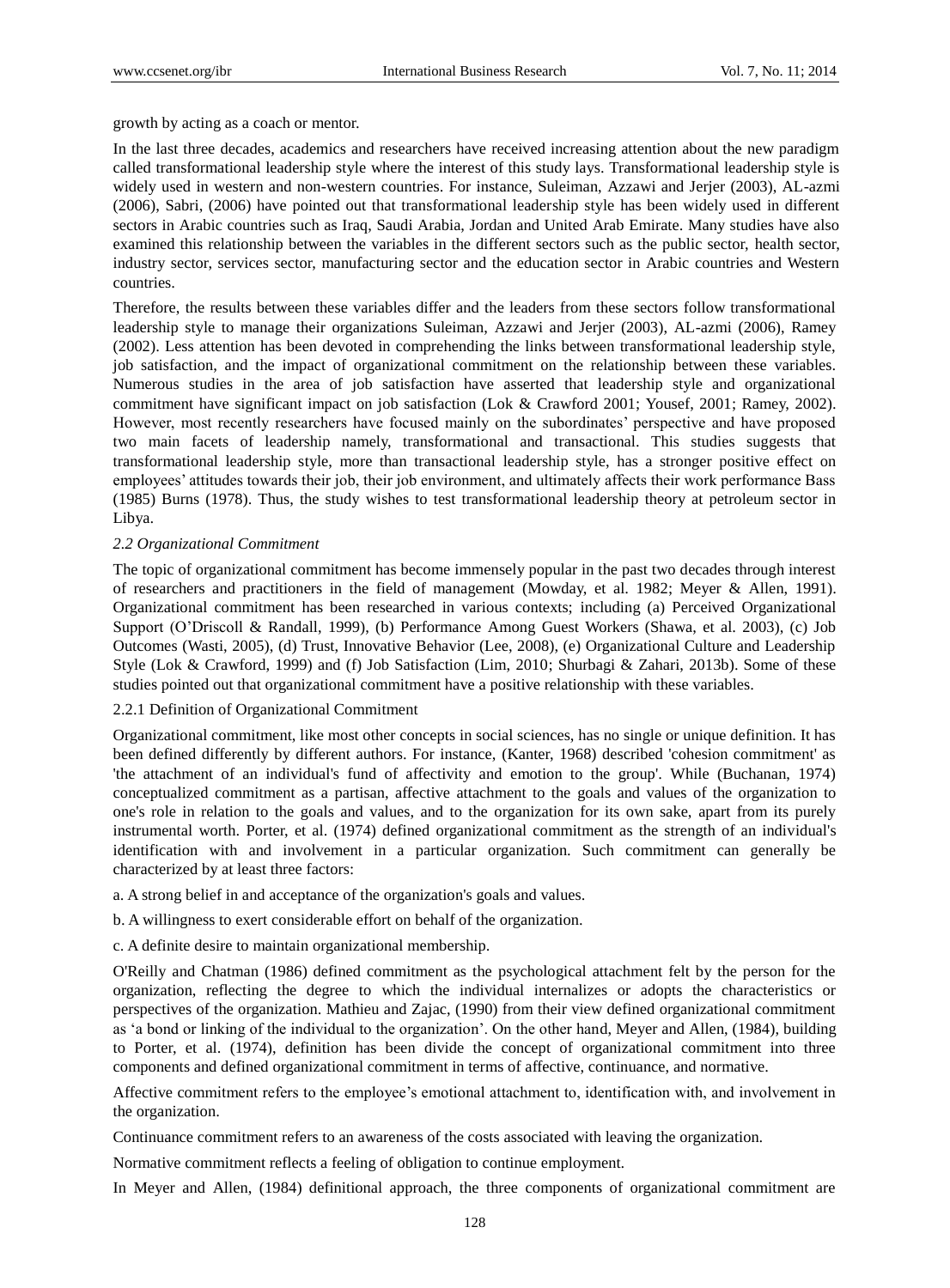growth by acting as a coach or mentor.

In the last three decades, academics and researchers have received increasing attention about the new paradigm called transformational leadership style where the interest of this study lays. Transformational leadership style is widely used in western and non-western countries. For instance, Suleiman, Azzawi and Jerjer (2003), AL-azmi (2006), Sabri, (2006) have pointed out that transformational leadership style has been widely used in different sectors in Arabic countries such as Iraq, Saudi Arabia, Jordan and United Arab Emirate. Many studies have also examined this relationship between the variables in the different sectors such as the public sector, health sector, industry sector, services sector, manufacturing sector and the education sector in Arabic countries and Western countries.

Therefore, the results between these variables differ and the leaders from these sectors follow transformational leadership style to manage their organizations Suleiman, Azzawi and Jerjer (2003), AL-azmi (2006), Ramey (2002). Less attention has been devoted in comprehending the links between transformational leadership style, job satisfaction, and the impact of organizational commitment on the relationship between these variables. Numerous studies in the area of job satisfaction have asserted that leadership style and organizational commitment have significant impact on job satisfaction (Lok & Crawford 2001; Yousef, 2001; Ramey, 2002). However, most recently researchers have focused mainly on the subordinates' perspective and have proposed two main facets of leadership namely, transformational and transactional. This studies suggests that transformational leadership style, more than transactional leadership style, has a stronger positive effect on employees' attitudes towards their job, their job environment, and ultimately affects their work performance Bass (1985) Burns (1978). Thus, the study wishes to test transformational leadership theory at petroleum sector in Libya.

### *2.2 Organizational Commitment*

The topic of organizational commitment has become immensely popular in the past two decades through interest of researchers and practitioners in the field of management (Mowday, et al. 1982; Meyer & Allen, 1991). Organizational commitment has been researched in various contexts; including (a) Perceived Organizational Support (O'Driscoll & Randall, 1999), (b) Performance Among Guest Workers (Shawa, et al. 2003), (c) Job Outcomes (Wasti, 2005), (d) Trust, Innovative Behavior (Lee, 2008), (e) Organizational Culture and Leadership Style (Lok & Crawford, 1999) and (f) Job Satisfaction (Lim, 2010; Shurbagi & Zahari, 2013b). Some of these studies pointed out that organizational commitment have a positive relationship with these variables.

#### 2.2.1 Definition of Organizational Commitment

Organizational commitment, like most other concepts in social sciences, has no single or unique definition. It has been defined differently by different authors. For instance, (Kanter, 1968) described 'cohesion commitment' as 'the attachment of an individual's fund of affectivity and emotion to the group'. While (Buchanan, 1974) conceptualized commitment as a partisan, affective attachment to the goals and values of the organization to one's role in relation to the goals and values, and to the organization for its own sake, apart from its purely instrumental worth. Porter, et al. (1974) defined organizational commitment as the strength of an individual's identification with and involvement in a particular organization. Such commitment can generally be characterized by at least three factors:

a. A strong belief in and acceptance of the organization's goals and values.

b. A willingness to exert considerable effort on behalf of the organization.

c. A definite desire to maintain organizational membership.

O'Reilly and Chatman (1986) defined commitment as the psychological attachment felt by the person for the organization, reflecting the degree to which the individual internalizes or adopts the characteristics or perspectives of the organization. Mathieu and Zajac, (1990) from their view defined organizational commitment as 'a bond or linking of the individual to the organization'. On the other hand, Meyer and Allen, (1984), building to Porter, et al. (1974), definition has been divide the concept of organizational commitment into three components and defined organizational commitment in terms of affective, continuance, and normative.

Affective commitment refers to the employee's emotional attachment to, identification with, and involvement in the organization.

Continuance commitment refers to an awareness of the costs associated with leaving the organization.

Normative commitment reflects a feeling of obligation to continue employment.

In Meyer and Allen, (1984) definitional approach, the three components of organizational commitment are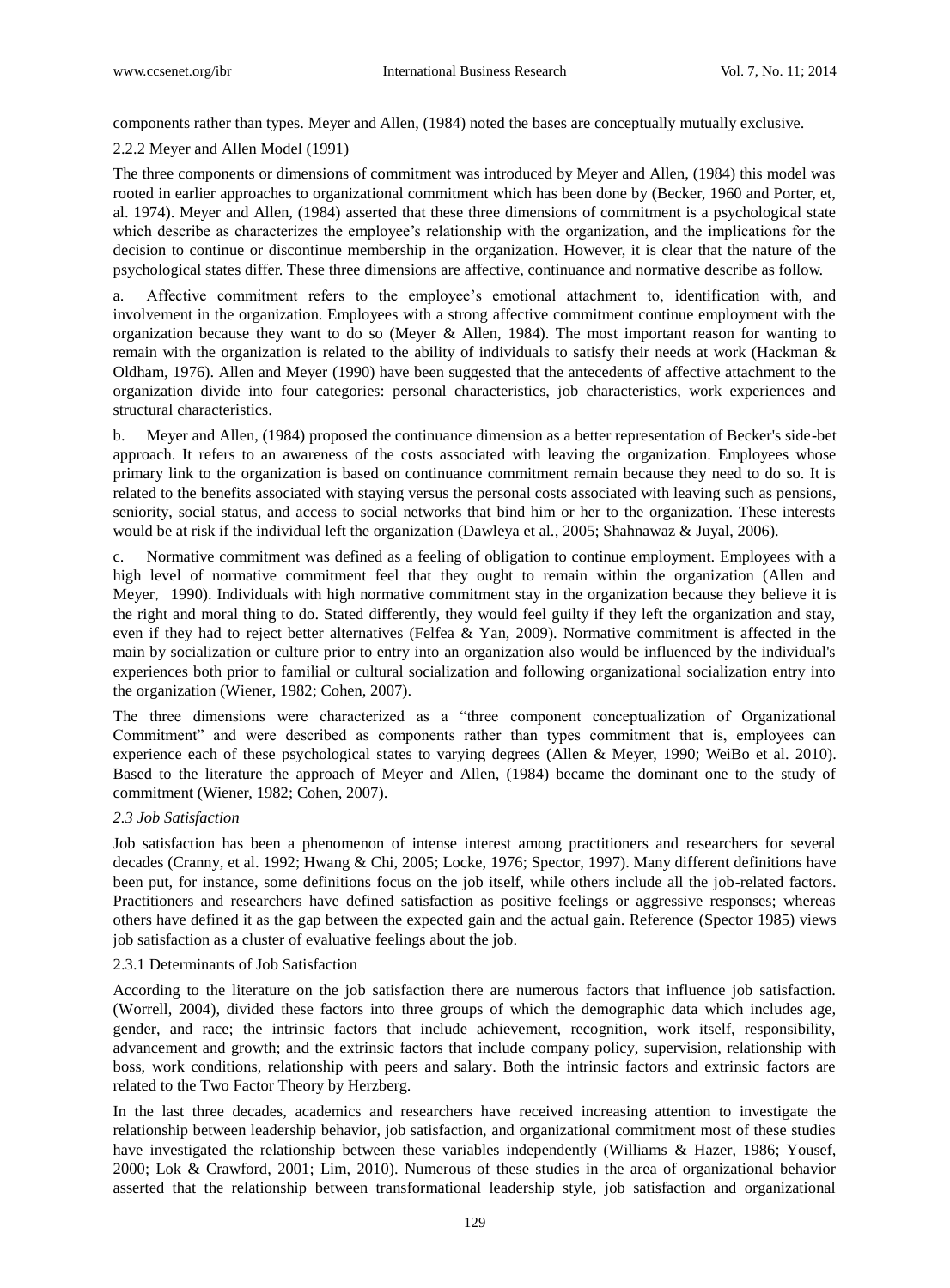components rather than types. Meyer and Allen, (1984) noted the bases are conceptually mutually exclusive.

#### 2.2.2 Meyer and Allen Model (1991)

The three components or dimensions of commitment was introduced by Meyer and Allen, (1984) this model was rooted in earlier approaches to organizational commitment which has been done by (Becker, 1960 and Porter, et, al. 1974). Meyer and Allen, (1984) asserted that these three dimensions of commitment is a psychological state which describe as characterizes the employee's relationship with the organization, and the implications for the decision to continue or discontinue membership in the organization. However, it is clear that the nature of the psychological states differ. These three dimensions are affective, continuance and normative describe as follow.

a. Affective commitment refers to the employee's emotional attachment to, identification with, and involvement in the organization. Employees with a strong affective commitment continue employment with the organization because they want to do so (Meyer & Allen, 1984). The most important reason for wanting to remain with the organization is related to the ability of individuals to satisfy their needs at work (Hackman & Oldham, 1976). Allen and Meyer (1990) have been suggested that the antecedents of affective attachment to the organization divide into four categories: personal characteristics, job characteristics, work experiences and structural characteristics.

b. Meyer and Allen, (1984) proposed the continuance dimension as a better representation of Becker's side-bet approach. It refers to an awareness of the costs associated with leaving the organization. Employees whose primary link to the organization is based on continuance commitment remain because they need to do so. It is related to the benefits associated with staying versus the personal costs associated with leaving such as pensions, seniority, social status, and access to social networks that bind him or her to the organization. These interests would be at risk if the individual left the organization (Dawleya et al., 2005; Shahnawaz & Juyal, 2006).

c. Normative commitment was defined as a feeling of obligation to continue employment. Employees with a high level of normative commitment feel that they ought to remain within the organization (Allen and Meyer, 1990). Individuals with high normative commitment stay in the organization because they believe it is the right and moral thing to do. Stated differently, they would feel guilty if they left the organization and stay, even if they had to reject better alternatives (Felfea & Yan, 2009). Normative commitment is affected in the main by socialization or culture prior to entry into an organization also would be influenced by the individual's experiences both prior to familial or cultural socialization and following organizational socialization entry into the organization (Wiener, 1982; Cohen, 2007).

The three dimensions were characterized as a "three component conceptualization of Organizational Commitment" and were described as components rather than types commitment that is, employees can experience each of these psychological states to varying degrees (Allen & Meyer, 1990; WeiBo et al. 2010). Based to the literature the approach of Meyer and Allen, (1984) became the dominant one to the study of commitment (Wiener, 1982; Cohen, 2007).

### *2.3 Job Satisfaction*

Job satisfaction has been a phenomenon of intense interest among practitioners and researchers for several decades (Cranny, et al. 1992; Hwang & Chi, 2005; Locke, 1976; Spector, 1997). Many different definitions have been put, for instance, some definitions focus on the job itself, while others include all the job-related factors. Practitioners and researchers have defined satisfaction as positive feelings or aggressive responses; whereas others have defined it as the gap between the expected gain and the actual gain. Reference (Spector 1985) views job satisfaction as a cluster of evaluative feelings about the job.

#### 2.3.1 Determinants of Job Satisfaction

According to the literature on the job satisfaction there are numerous factors that influence job satisfaction. (Worrell, 2004), divided these factors into three groups of which the demographic data which includes age, gender, and race; the intrinsic factors that include achievement, recognition, work itself, responsibility, advancement and growth; and the extrinsic factors that include company policy, supervision, relationship with boss, work conditions, relationship with peers and salary. Both the intrinsic factors and extrinsic factors are related to the Two Factor Theory by Herzberg.

In the last three decades, academics and researchers have received increasing attention to investigate the relationship between leadership behavior, job satisfaction, and organizational commitment most of these studies have investigated the relationship between these variables independently (Williams & Hazer, 1986; Yousef, 2000; Lok & Crawford, 2001; Lim, 2010). Numerous of these studies in the area of organizational behavior asserted that the relationship between transformational leadership style, job satisfaction and organizational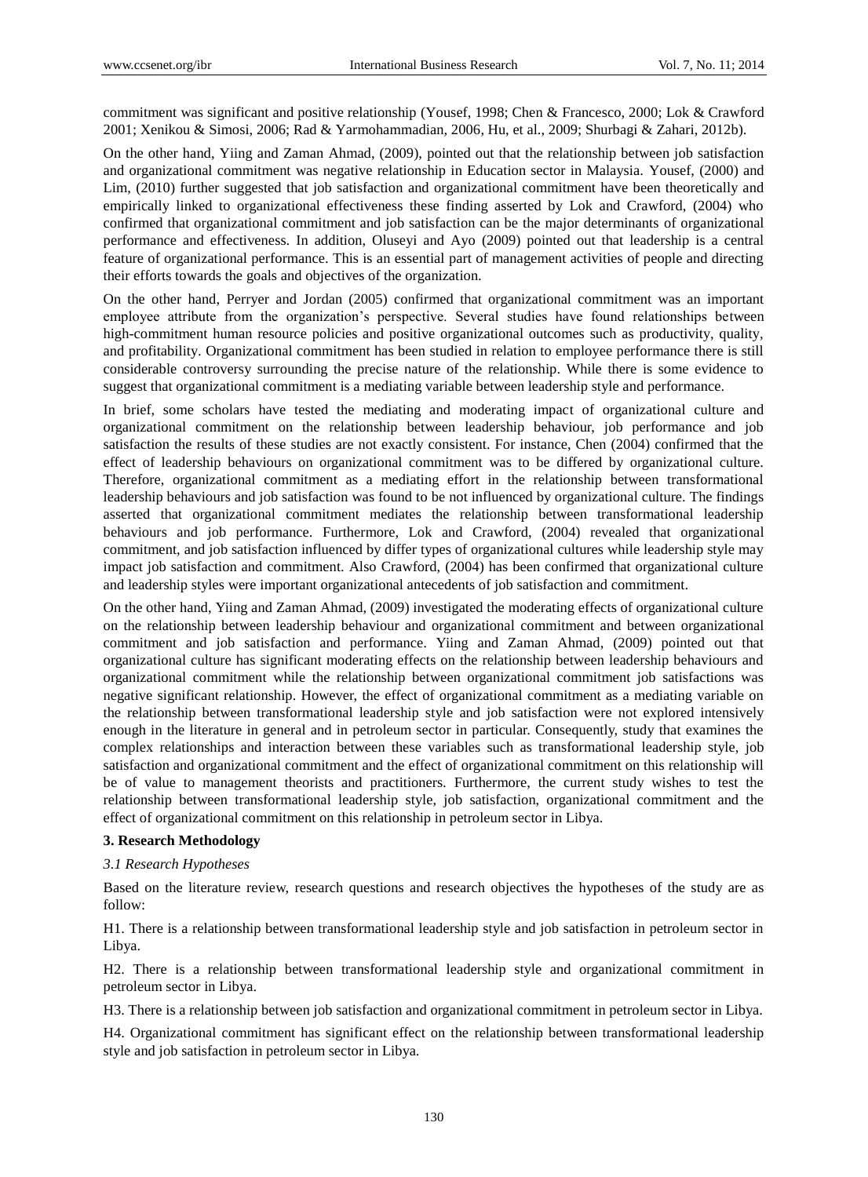commitment was significant and positive relationship (Yousef, 1998; Chen & Francesco, 2000; Lok & Crawford 2001; Xenikou & Simosi, 2006; Rad & Yarmohammadian, 2006, Hu, et al., 2009; Shurbagi & Zahari, 2012b).

On the other hand, Yiing and Zaman Ahmad, (2009), pointed out that the relationship between job satisfaction and organizational commitment was negative relationship in Education sector in Malaysia. Yousef, (2000) and Lim, (2010) further suggested that job satisfaction and organizational commitment have been theoretically and empirically linked to organizational effectiveness these finding asserted by Lok and Crawford, (2004) who confirmed that organizational commitment and job satisfaction can be the major determinants of organizational performance and effectiveness. In addition, Oluseyi and Ayo (2009) pointed out that leadership is a central feature of organizational performance. This is an essential part of management activities of people and directing their efforts towards the goals and objectives of the organization.

On the other hand, Perryer and Jordan (2005) confirmed that organizational commitment was an important employee attribute from the organization's perspective. Several studies have found relationships between high-commitment human resource policies and positive organizational outcomes such as productivity, quality, and profitability. Organizational commitment has been studied in relation to employee performance there is still considerable controversy surrounding the precise nature of the relationship. While there is some evidence to suggest that organizational commitment is a mediating variable between leadership style and performance.

In brief, some scholars have tested the mediating and moderating impact of organizational culture and organizational commitment on the relationship between leadership behaviour, job performance and job satisfaction the results of these studies are not exactly consistent. For instance, Chen (2004) confirmed that the effect of leadership behaviours on organizational commitment was to be differed by organizational culture. Therefore, organizational commitment as a mediating effort in the relationship between transformational leadership behaviours and job satisfaction was found to be not influenced by organizational culture. The findings asserted that organizational commitment mediates the relationship between transformational leadership behaviours and job performance. Furthermore, Lok and Crawford, (2004) revealed that organizational commitment, and job satisfaction influenced by differ types of organizational cultures while leadership style may impact job satisfaction and commitment. Also Crawford, (2004) has been confirmed that organizational culture and leadership styles were important organizational antecedents of job satisfaction and commitment.

On the other hand, Yiing and Zaman Ahmad, (2009) investigated the moderating effects of organizational culture on the relationship between leadership behaviour and organizational commitment and between organizational commitment and job satisfaction and performance. Yiing and Zaman Ahmad, (2009) pointed out that organizational culture has significant moderating effects on the relationship between leadership behaviours and organizational commitment while the relationship between organizational commitment job satisfactions was negative significant relationship. However, the effect of organizational commitment as a mediating variable on the relationship between transformational leadership style and job satisfaction were not explored intensively enough in the literature in general and in petroleum sector in particular. Consequently, study that examines the complex relationships and interaction between these variables such as transformational leadership style, job satisfaction and organizational commitment and the effect of organizational commitment on this relationship will be of value to management theorists and practitioners. Furthermore, the current study wishes to test the relationship between transformational leadership style, job satisfaction, organizational commitment and the effect of organizational commitment on this relationship in petroleum sector in Libya.

## 3. Research Methodology

### *3.1 Research Hypotheses*

Based on the literature review, research questions and research objectives the hypotheses of the study are as follow:

H1. There is a relationship between transformational leadership style and job satisfaction in petroleum sector in Libya.

H2. There is a relationship between transformational leadership style and organizational commitment in petroleum sector in Libya.

H3. There is a relationship between job satisfaction and organizational commitment in petroleum sector in Libya.

H4. Organizational commitment has significant effect on the relationship between transformational leadership style and job satisfaction in petroleum sector in Libya.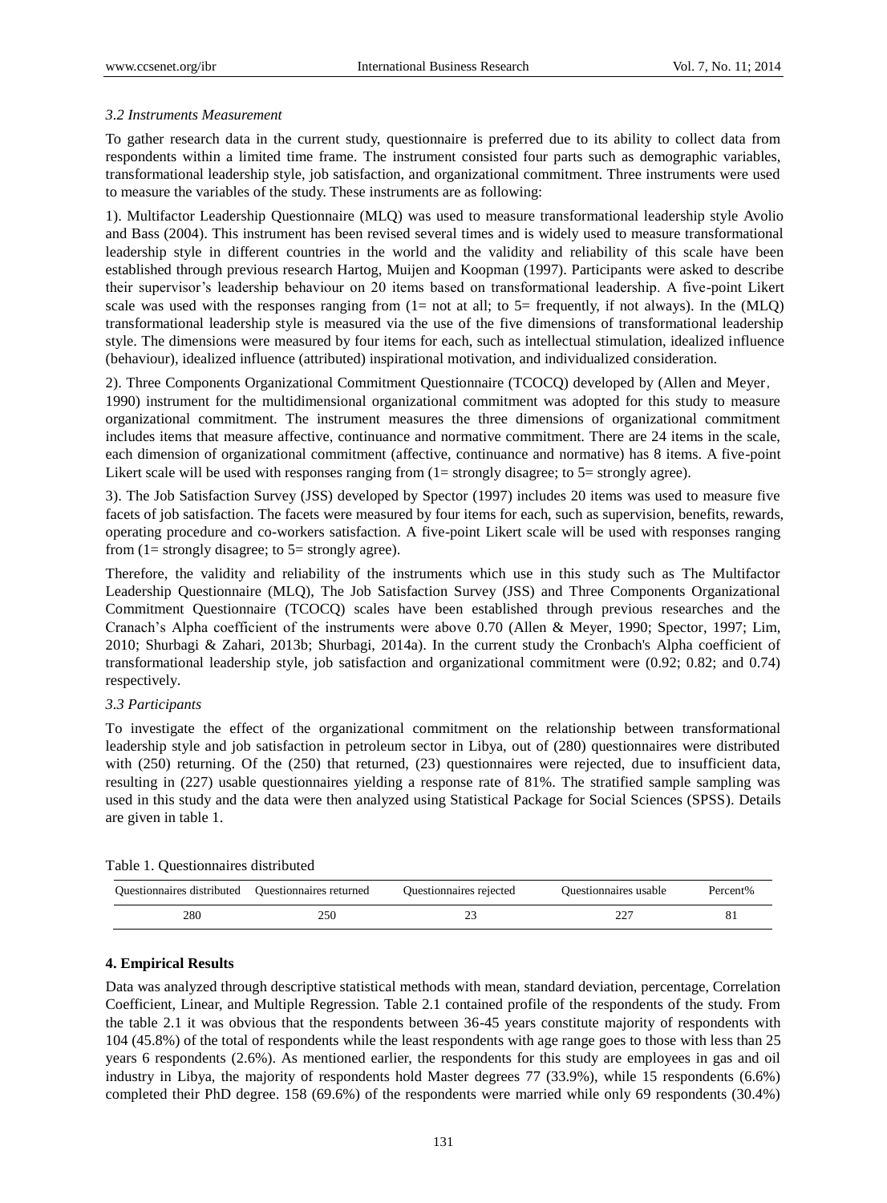*3.2 Instruments Measurement*

To gather research data in the current study, questionnaire is preferred due to its ability to collect data from respondents within a limited time frame. The instrument consisted four parts such as demographic variables, transformational leadership style, job satisfaction, and organizational commitment. Three instruments were used to measure the variables of the study. These instruments are as following:

1). Multifactor Leadership Questionnaire (MLQ) was used to measure transformational leadership style Avolio and Bass (2004). This instrument has been revised several times and is widely used to measure transformational leadership style in different countries in the world and the validity and reliability of this scale have been established through previous research Hartog, Muijen and Koopman (1997). Participants were asked to describe their supervisor's leadership behaviour on 20 items based on transformational leadership. A five-point Likert scale was used with the responses ranging from (1= not at all; to 5= frequently, if not always). In the (MLQ) transformational leadership style is measured via the use of the five dimensions of transformational leadership style. The dimensions were measured by four items for each, such as intellectual stimulation, idealized influence (behaviour), idealized influence (attributed) inspirational motivation, and individualized consideration.

2). Three Components Organizational Commitment Questionnaire (TCOCQ) developed by (Allen and Meyer, 1990) instrument for the multidimensional organizational commitment was adopted for this study to measure organizational commitment. The instrument measures the three dimensions of organizational commitment includes items that measure affective, continuance and normative commitment. There are 24 items in the scale, each dimension of organizational commitment (affective, continuance and normative) has 8 items. A five-point Likert scale will be used with responses ranging from (1= strongly disagree; to 5= strongly agree).

3). The Job Satisfaction Survey (JSS) developed by Spector (1997) includes 20 items was used to measure five facets of job satisfaction. The facets were measured by four items for each, such as supervision, benefits, rewards, operating procedure and co-workers satisfaction. A five-point Likert scale will be used with responses ranging from (1= strongly disagree; to 5= strongly agree).

Therefore, the validity and reliability of the instruments which use in this study such as The Multifactor Leadership Questionnaire (MLQ), The Job Satisfaction Survey (JSS) and Three Components Organizational Commitment Questionnaire (TCOCQ) scales have been established through previous researches and the Cranach's Alpha coefficient of the instruments were above 0.70 (Allen & Meyer, 1990; Spector, 1997; Lim, 2010; Shurbagi & Zahari, 2013b; Shurbagi, 2014a). In the current study the Cronbach's Alpha coefficient of transformational leadership style, job satisfaction and organizational commitment were (0.92; 0.82; and 0.74) respectively.

*3.3 Participants*

To investigate the effect of the organizational commitment on the relationship between transformational leadership style and job satisfaction in petroleum sector in Libya, out of (280) questionnaires were distributed with (250) returning. Of the (250) that returned, (23) questionnaires were rejected, due to insufficient data, resulting in (227) usable questionnaires yielding a response rate of 81%. The stratified sample sampling was used in this study and the data were then analyzed using Statistical Package for Social Sciences (SPSS). Details are given in table 1.

Table 1. Questionnaires distributed

| Questionnaires distributed | Questionnaires returned | Questionnaires rejected | Questionnaires usable | Percent% |
|---|---|---|---|---|
| 280 | 250 | 23 | 227 | 81 |

## 4. Empirical Results

Data was analyzed through descriptive statistical methods with mean, standard deviation, percentage, Correlation Coefficient, Linear, and Multiple Regression. Table 2.1 contained profile of the respondents of the study. From the table 2.1 it was obvious that the respondents between 36-45 years constitute majority of respondents with 104 (45.8%) of the total of respondents while the least respondents with age range goes to those with less than 25 years 6 respondents (2.6%). As mentioned earlier, the respondents for this study are employees in gas and oil industry in Libya, the majority of respondents hold Master degrees 77 (33.9%), while 15 respondents (6.6%) completed their PhD degree. 158 (69.6%) of the respondents were married while only 69 respondents (30.4%)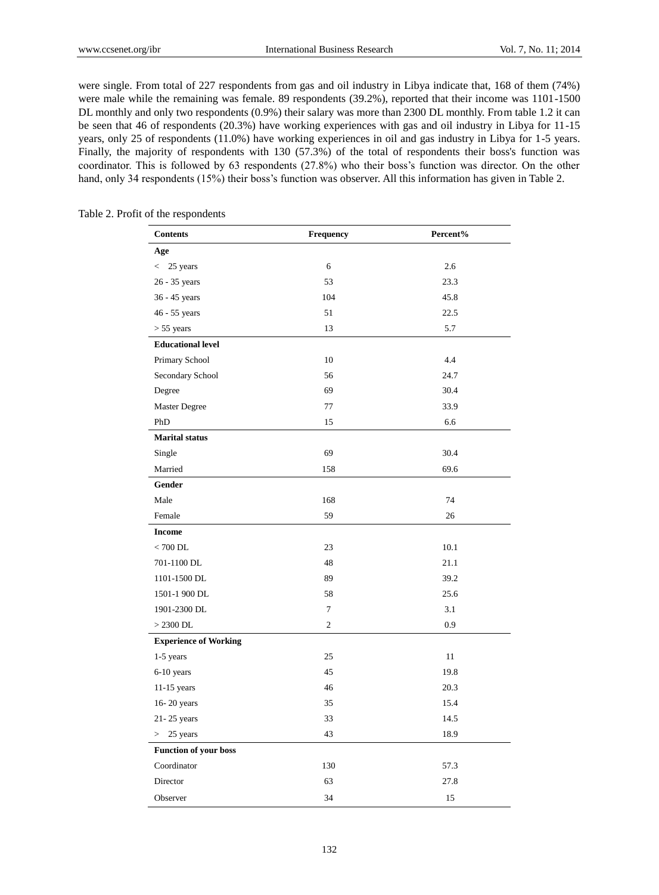were single. From total of 227 respondents from gas and oil industry in Libya indicate that, 168 of them (74%) were male while the remaining was female. 89 respondents (39.2%), reported that their income was 1101-1500 DL monthly and only two respondents (0.9%) their salary was more than 2300 DL monthly. From table 1.2 it can be seen that 46 of respondents (20.3%) have working experiences with gas and oil industry in Libya for 11-15 years, only 25 of respondents (11.0%) have working experiences in oil and gas industry in Libya for 1-5 years. Finally, the majority of respondents with 130 (57.3%) of the total of respondents their boss's function was coordinator. This is followed by 63 respondents (27.8%) who their boss's function was director. On the other hand, only 34 respondents (15%) their boss's function was observer. All this information has given in Table 2.

Table 2. Profit of the respondents

| Contents | Frequency | Percent% |
|---|---|---|
| **Age** | | |
| < 25 years | 6 | 2.6 |
| 26 - 35 years | 53 | 23.3 |
| 36 - 45 years | 104 | 45.8 |
| 46 - 55 years | 51 | 22.5 |
| > 55 years | 13 | 5.7 |
| **Educational level** | | |
| Primary School | 10 | 4.4 |
| Secondary School | 56 | 24.7 |
| Degree | 69 | 30.4 |
| Master Degree | 77 | 33.9 |
| PhD | 15 | 6.6 |
| **Marital status** | | |
| Single | 69 | 30.4 |
| Married | 158 | 69.6 |
| **Gender** | | |
| Male | 168 | 74 |
| Female | 59 | 26 |
| **Income** | | |
| < 700 DL | 23 | 10.1 |
| 701-1100 DL | 48 | 21.1 |
| 1101-1500 DL | 89 | 39.2 |
| 1501-1 900 DL | 58 | 25.6 |
| 1901-2300 DL | 7 | 3.1 |
| > 2300 DL | 2 | 0.9 |
| **Experience of Working** | | |
| 1-5 years | 25 | 11 |
| 6-10 years | 45 | 19.8 |
| 11-15 years | 46 | 20.3 |
| 16- 20 years | 35 | 15.4 |
| 21- 25 years | 33 | 14.5 |
| > 25 years | 43 | 18.9 |
| **Function of your boss** | | |
| Coordinator | 130 | 57.3 |
| Director | 63 | 27.8 |
| Observer | 34 | 15 |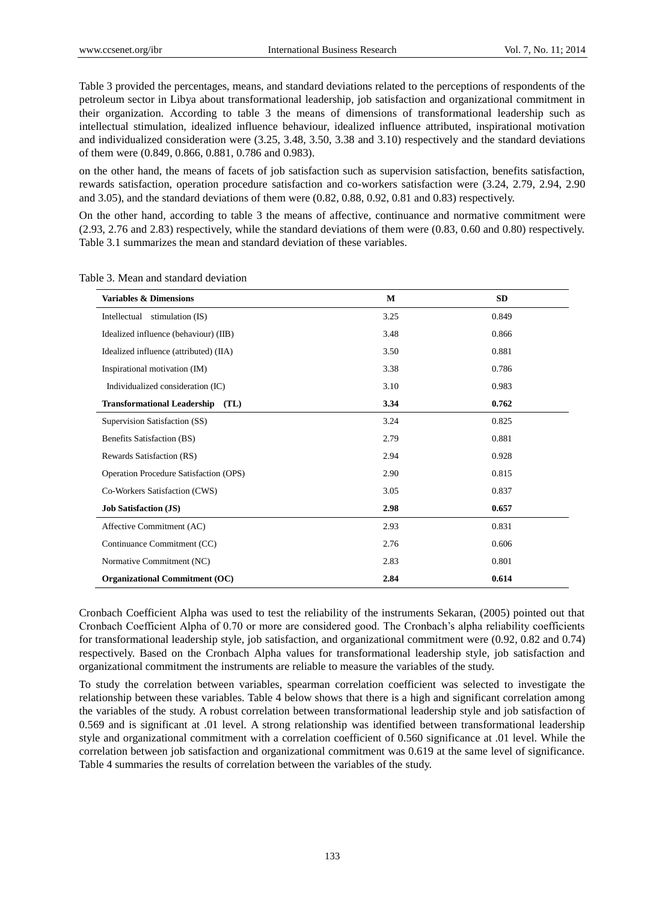Table 3 provided the percentages, means, and standard deviations related to the perceptions of respondents of the petroleum sector in Libya about transformational leadership, job satisfaction and organizational commitment in their organization. According to table 3 the means of dimensions of transformational leadership such as intellectual stimulation, idealized influence behaviour, idealized influence attributed, inspirational motivation and individualized consideration were (3.25, 3.48, 3.50, 3.38 and 3.10) respectively and the standard deviations of them were (0.849, 0.866, 0.881, 0.786 and 0.983).

on the other hand, the means of facets of job satisfaction such as supervision satisfaction, benefits satisfaction, rewards satisfaction, operation procedure satisfaction and co-workers satisfaction were (3.24, 2.79, 2.94, 2.90 and 3.05), and the standard deviations of them were (0.82, 0.88, 0.92, 0.81 and 0.83) respectively.

On the other hand, according to table 3 the means of affective, continuance and normative commitment were (2.93, 2.76 and 2.83) respectively, while the standard deviations of them were (0.83, 0.60 and 0.80) respectively. Table 3.1 summarizes the mean and standard deviation of these variables.

Table 3. Mean and standard deviation

| Variables & Dimensions | M | SD |
|---|---|---|
| Intellectual stimulation (IS) | 3.25 | 0.849 |
| Idealized influence (behaviour) (IIB) | 3.48 | 0.866 |
| Idealized influence (attributed) (IIA) | 3.50 | 0.881 |
| Inspirational motivation (IM) | 3.38 | 0.786 |
| Individualized consideration (IC) | 3.10 | 0.983 |
| **Transformational Leadership (TL)** | **3.34** | **0.762** |
| Supervision Satisfaction (SS) | 3.24 | 0.825 |
| Benefits Satisfaction (BS) | 2.79 | 0.881 |
| Rewards Satisfaction (RS) | 2.94 | 0.928 |
| Operation Procedure Satisfaction (OPS) | 2.90 | 0.815 |
| Co-Workers Satisfaction (CWS) | 3.05 | 0.837 |
| **Job Satisfaction (JS)** | **2.98** | **0.657** |
| Affective Commitment (AC) | 2.93 | 0.831 |
| Continuance Commitment (CC) | 2.76 | 0.606 |
| Normative Commitment (NC) | 2.83 | 0.801 |
| **Organizational Commitment (OC)** | **2.84** | **0.614** |

Cronbach Coefficient Alpha was used to test the reliability of the instruments Sekaran, (2005) pointed out that Cronbach Coefficient Alpha of 0.70 or more are considered good. The Cronbach's alpha reliability coefficients for transformational leadership style, job satisfaction, and organizational commitment were (0.92, 0.82 and 0.74) respectively. Based on the Cronbach Alpha values for transformational leadership style, job satisfaction and organizational commitment the instruments are reliable to measure the variables of the study.

To study the correlation between variables, spearman correlation coefficient was selected to investigate the relationship between these variables. Table 4 below shows that there is a high and significant correlation among the variables of the study. A robust correlation between transformational leadership style and job satisfaction of 0.569 and is significant at .01 level. A strong relationship was identified between transformational leadership style and organizational commitment with a correlation coefficient of 0.560 significance at .01 level. While the correlation between job satisfaction and organizational commitment was 0.619 at the same level of significance. Table 4 summaries the results of correlation between the variables of the study.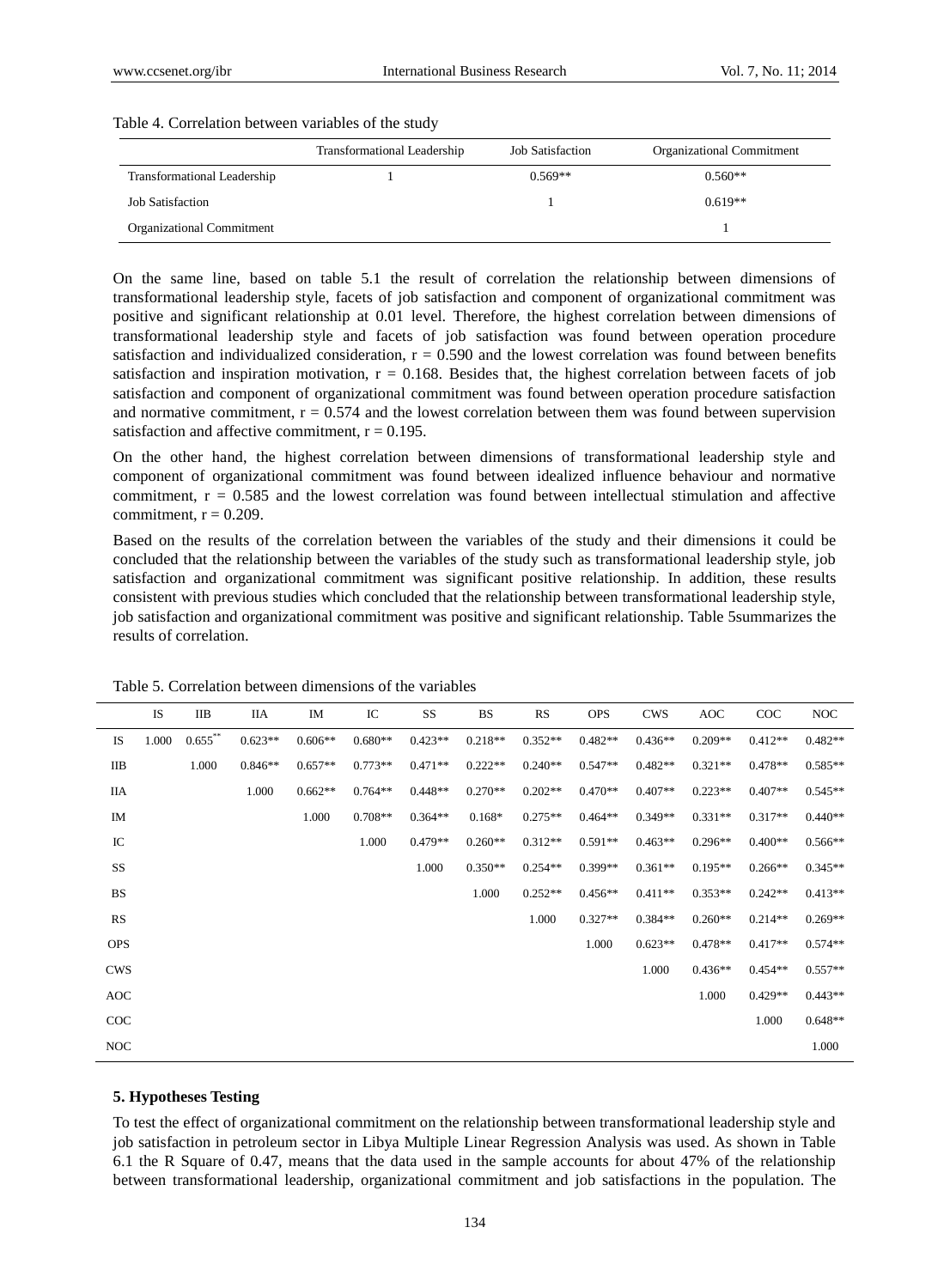Table 4. Correlation between variables of the study

| | Transformational Leadership | Job Satisfaction | Organizational Commitment |
|---|---|---|---|
| Transformational Leadership | 1 | 0.569** | 0.560** |
| Job Satisfaction | | 1 | 0.619** |
| Organizational Commitment | | | 1 |

On the same line, based on table 5.1 the result of correlation the relationship between dimensions of transformational leadership style, facets of job satisfaction and component of organizational commitment was positive and significant relationship at 0.01 level. Therefore, the highest correlation between dimensions of transformational leadership style and facets of job satisfaction was found between operation procedure satisfaction and individualized consideration, r = 0.590 and the lowest correlation was found between benefits satisfaction and inspiration motivation, r = 0.168. Besides that, the highest correlation between facets of job satisfaction and component of organizational commitment was found between operation procedure satisfaction and normative commitment, r = 0.574 and the lowest correlation between them was found between supervision satisfaction and affective commitment, r = 0.195.

On the other hand, the highest correlation between dimensions of transformational leadership style and component of organizational commitment was found between idealized influence behaviour and normative commitment, r = 0.585 and the lowest correlation was found between intellectual stimulation and affective commitment, r = 0.209.

Based on the results of the correlation between the variables of the study and their dimensions it could be concluded that the relationship between the variables of the study such as transformational leadership style, job satisfaction and organizational commitment was significant positive relationship. In addition, these results consistent with previous studies which concluded that the relationship between transformational leadership style, job satisfaction and organizational commitment was positive and significant relationship. Table 5summarizes the results of correlation.

Table 5. Correlation between dimensions of the variables

| | IS | IIB | IIA | IM | IC | SS | BS | RS | OPS | CWS | AOC | COC | NOC |
|---|---|---|---|---|---|---|---|---|---|---|---|---|---|
| IS | 1.000 | 0.655** | 0.623** | 0.606** | 0.680** | 0.423** | 0.218** | 0.352** | 0.482** | 0.436** | 0.209** | 0.412** | 0.482** |
| IIB | | 1.000 | 0.846** | 0.657** | 0.773** | 0.471** | 0.222** | 0.240** | 0.547** | 0.482** | 0.321** | 0.478** | 0.585** |
| IIA | | | 1.000 | 0.662** | 0.764** | 0.448** | 0.270** | 0.202** | 0.470** | 0.407** | 0.223** | 0.407** | 0.545** |
| IM | | | | 1.000 | 0.708** | 0.364** | 0.168* | 0.275** | 0.464** | 0.349** | 0.331** | 0.317** | 0.440** |
| IC | | | | | 1.000 | 0.479** | 0.260** | 0.312** | 0.591** | 0.463** | 0.296** | 0.400** | 0.566** |
| SS | | | | | | 1.000 | 0.350** | 0.254** | 0.399** | 0.361** | 0.195** | 0.266** | 0.345** |
| BS | | | | | | | 1.000 | 0.252** | 0.456** | 0.411** | 0.353** | 0.242** | 0.413** |
| RS | | | | | | | | 1.000 | 0.327** | 0.384** | 0.260** | 0.214** | 0.269** |
| OPS | | | | | | | | | 1.000 | 0.623** | 0.478** | 0.417** | 0.574** |
| CWS | | | | | | | | | | 1.000 | 0.436** | 0.454** | 0.557** |
| AOC | | | | | | | | | | | 1.000 | 0.429** | 0.443** |
| COC | | | | | | | | | | | | 1.000 | 0.648** |
| NOC | | | | | | | | | | | | | 1.000 |

## 5. Hypotheses Testing

To test the effect of organizational commitment on the relationship between transformational leadership style and job satisfaction in petroleum sector in Libya Multiple Linear Regression Analysis was used. As shown in Table 6.1 the R Square of 0.47, means that the data used in the sample accounts for about 47% of the relationship between transformational leadership, organizational commitment and job satisfactions in the population. The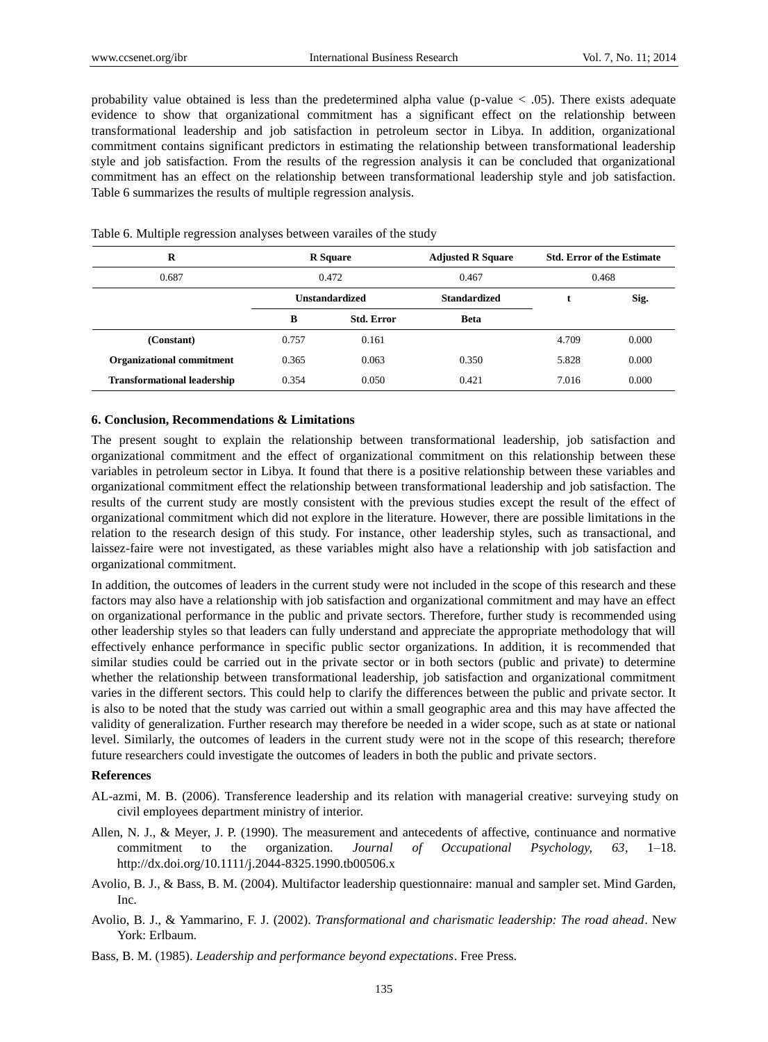probability value obtained is less than the predetermined alpha value (p-value < .05). There exists adequate evidence to show that organizational commitment has a significant effect on the relationship between transformational leadership and job satisfaction in petroleum sector in Libya. In addition, organizational commitment contains significant predictors in estimating the relationship between transformational leadership style and job satisfaction. From the results of the regression analysis it can be concluded that organizational commitment has an effect on the relationship between transformational leadership style and job satisfaction. Table 6 summarizes the results of multiple regression analysis.

Table 6. Multiple regression analyses between varailes of the study

| R | R Square | | Adjusted R Square | Std. Error of the Estimate | |
|---|---|---|---|---|---|
| 0.687 | 0.472 | | 0.467 | 0.468 | |
| | Unstandardized | | Standardized | t | Sig. |
| | B | Std. Error | Beta | | |
| **(Constant)** | 0.757 | 0.161 | | 4.709 | 0.000 |
| **Organizational commitment** | 0.365 | 0.063 | 0.350 | 5.828 | 0.000 |
| **Transformational leadership** | 0.354 | 0.050 | 0.421 | 7.016 | 0.000 |

## 6. Conclusion, Recommendations & Limitations

The present sought to explain the relationship between transformational leadership, job satisfaction and organizational commitment and the effect of organizational commitment on this relationship between these variables in petroleum sector in Libya. It found that there is a positive relationship between these variables and organizational commitment effect the relationship between transformational leadership and job satisfaction. The results of the current study are mostly consistent with the previous studies except the result of the effect of organizational commitment which did not explore in the literature. However, there are possible limitations in the relation to the research design of this study. For instance, other leadership styles, such as transactional, and laissez-faire were not investigated, as these variables might also have a relationship with job satisfaction and organizational commitment.

In addition, the outcomes of leaders in the current study were not included in the scope of this research and these factors may also have a relationship with job satisfaction and organizational commitment and may have an effect on organizational performance in the public and private sectors. Therefore, further study is recommended using other leadership styles so that leaders can fully understand and appreciate the appropriate methodology that will effectively enhance performance in specific public sector organizations. In addition, it is recommended that similar studies could be carried out in the private sector or in both sectors (public and private) to determine whether the relationship between transformational leadership, job satisfaction and organizational commitment varies in the different sectors. This could help to clarify the differences between the public and private sector. It is also to be noted that the study was carried out within a small geographic area and this may have affected the validity of generalization. Further research may therefore be needed in a wider scope, such as at state or national level. Similarly, the outcomes of leaders in the current study were not in the scope of this research; therefore future researchers could investigate the outcomes of leaders in both the public and private sectors.

## References

AL-azmi, M. B. (2006). Transference leadership and its relation with managerial creative: surveying study on civil employees department ministry of interior.

Allen, N. J., & Meyer, J. P. (1990). The measurement and antecedents of affective, continuance and normative commitment to the organization. *Journal of Occupational Psychology, 63*, 1–18. http://dx.doi.org/10.1111/j.2044-8325.1990.tb00506.x

Avolio, B. J., & Bass, B. M. (2004). Multifactor leadership questionnaire: manual and sampler set. Mind Garden, Inc.

Avolio, B. J., & Yammarino, F. J. (2002). *Transformational and charismatic leadership: The road ahead*. New York: Erlbaum.

Bass, B. M. (1985). *Leadership and performance beyond expectations*. Free Press.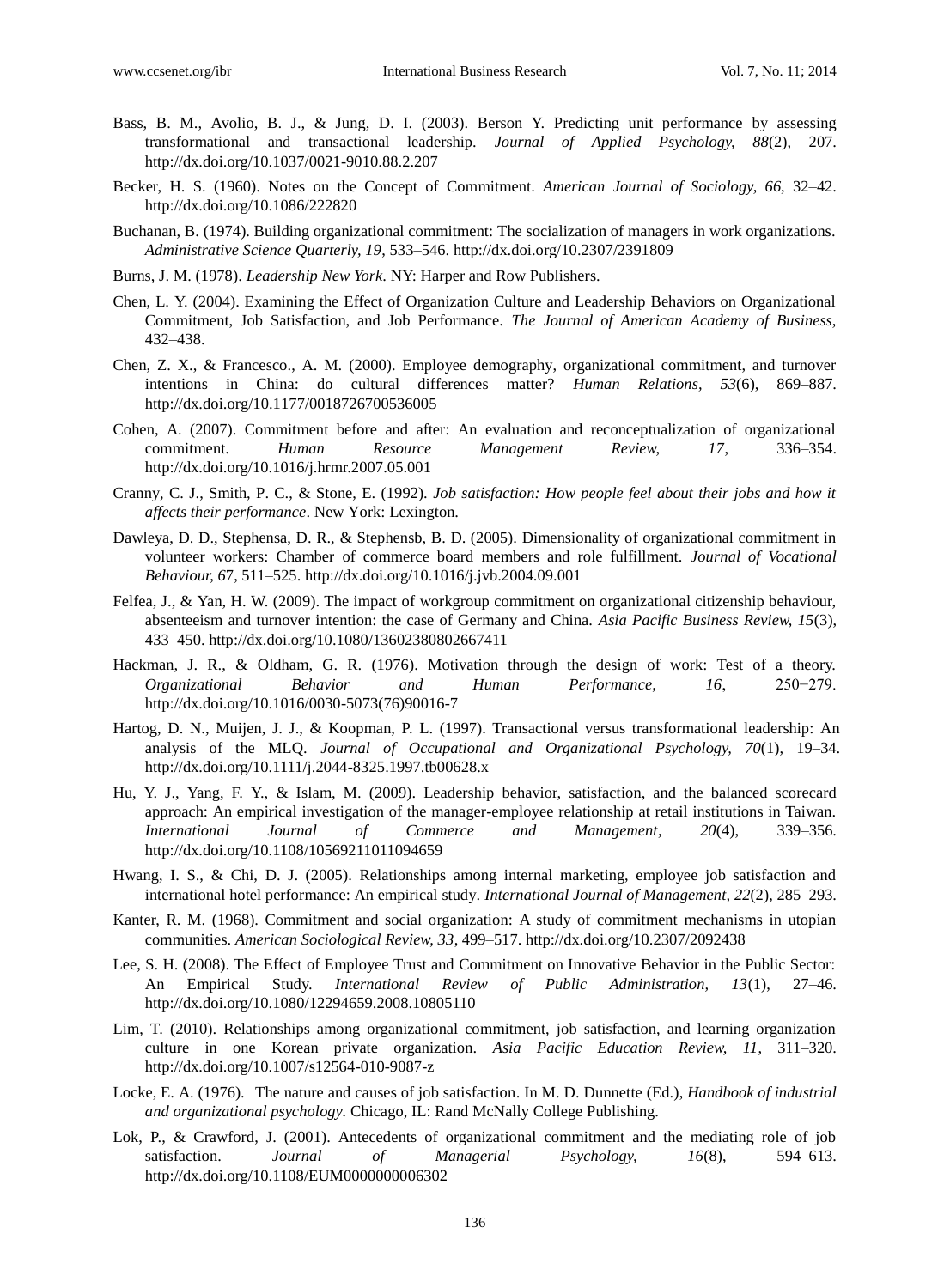Bass, B. M., Avolio, B. J., & Jung, D. I. (2003). Berson Y. Predicting unit performance by assessing transformational and transactional leadership. *Journal of Applied Psychology, 88*(2), 207. http://dx.doi.org/10.1037/0021-9010.88.2.207

Becker, H. S. (1960). Notes on the Concept of Commitment. *American Journal of Sociology, 66*, 32–42. http://dx.doi.org/10.1086/222820

Buchanan, B. (1974). Building organizational commitment: The socialization of managers in work organizations. *Administrative Science Quarterly, 19*, 533–546. http://dx.doi.org/10.2307/2391809

Burns, J. M. (1978). *Leadership New York*. NY: Harper and Row Publishers.

Chen, L. Y. (2004). Examining the Effect of Organization Culture and Leadership Behaviors on Organizational Commitment, Job Satisfaction, and Job Performance. *The Journal of American Academy of Business*, 432–438.

Chen, Z. X., & Francesco., A. M. (2000). Employee demography, organizational commitment, and turnover intentions in China: do cultural differences matter? *Human Relations, 53*(6), 869–887. http://dx.doi.org/10.1177/0018726700536005

Cohen, A. (2007). Commitment before and after: An evaluation and reconceptualization of organizational commitment. *Human Resource Management Review, 17*, 336–354. http://dx.doi.org/10.1016/j.hrmr.2007.05.001

Cranny, C. J., Smith, P. C., & Stone, E. (1992). *Job satisfaction: How people feel about their jobs and how it affects their performance*. New York: Lexington.

Dawleya, D. D., Stephensa, D. R., & Stephensb, B. D. (2005). Dimensionality of organizational commitment in volunteer workers: Chamber of commerce board members and role fulfillment. *Journal of Vocational Behaviour, 67*, 511–525. http://dx.doi.org/10.1016/j.jvb.2004.09.001

Felfea, J., & Yan, H. W. (2009). The impact of workgroup commitment on organizational citizenship behaviour, absenteeism and turnover intention: the case of Germany and China. *Asia Pacific Business Review, 15*(3), 433–450. http://dx.doi.org/10.1080/13602380802667411

Hackman, J. R., & Oldham, G. R. (1976). Motivation through the design of work: Test of a theory. *Organizational Behavior and Human Performance, 16*, 250−279. http://dx.doi.org/10.1016/0030-5073(76)90016-7

Hartog, D. N., Muijen, J. J., & Koopman, P. L. (1997). Transactional versus transformational leadership: An analysis of the MLQ. *Journal of Occupational and Organizational Psychology, 70*(1), 19–34. http://dx.doi.org/10.1111/j.2044-8325.1997.tb00628.x

Hu, Y. J., Yang, F. Y., & Islam, M. (2009). Leadership behavior, satisfaction, and the balanced scorecard approach: An empirical investigation of the manager-employee relationship at retail institutions in Taiwan. *International Journal of Commerce and Management, 20*(4), 339–356. http://dx.doi.org/10.1108/10569211011094659

Hwang, I. S., & Chi, D. J. (2005). Relationships among internal marketing, employee job satisfaction and international hotel performance: An empirical study. *International Journal of Management, 22*(2), 285–293.

Kanter, R. M. (1968). Commitment and social organization: A study of commitment mechanisms in utopian communities. *American Sociological Review, 33*, 499–517. http://dx.doi.org/10.2307/2092438

Lee, S. H. (2008). The Effect of Employee Trust and Commitment on Innovative Behavior in the Public Sector: An Empirical Study. *International Review of Public Administration, 13*(1), 27–46. http://dx.doi.org/10.1080/12294659.2008.10805110

Lim, T. (2010). Relationships among organizational commitment, job satisfaction, and learning organization culture in one Korean private organization. *Asia Pacific Education Review, 11*, 311–320. http://dx.doi.org/10.1007/s12564-010-9087-z

Locke, E. A. (1976). The nature and causes of job satisfaction. In M. D. Dunnette (Ed.), *Handbook of industrial and organizational psychology*. Chicago, IL: Rand McNally College Publishing.

Lok, P., & Crawford, J. (2001). Antecedents of organizational commitment and the mediating role of job satisfaction. *Journal of Managerial Psychology, 16*(8), 594–613. http://dx.doi.org/10.1108/EUM0000000006302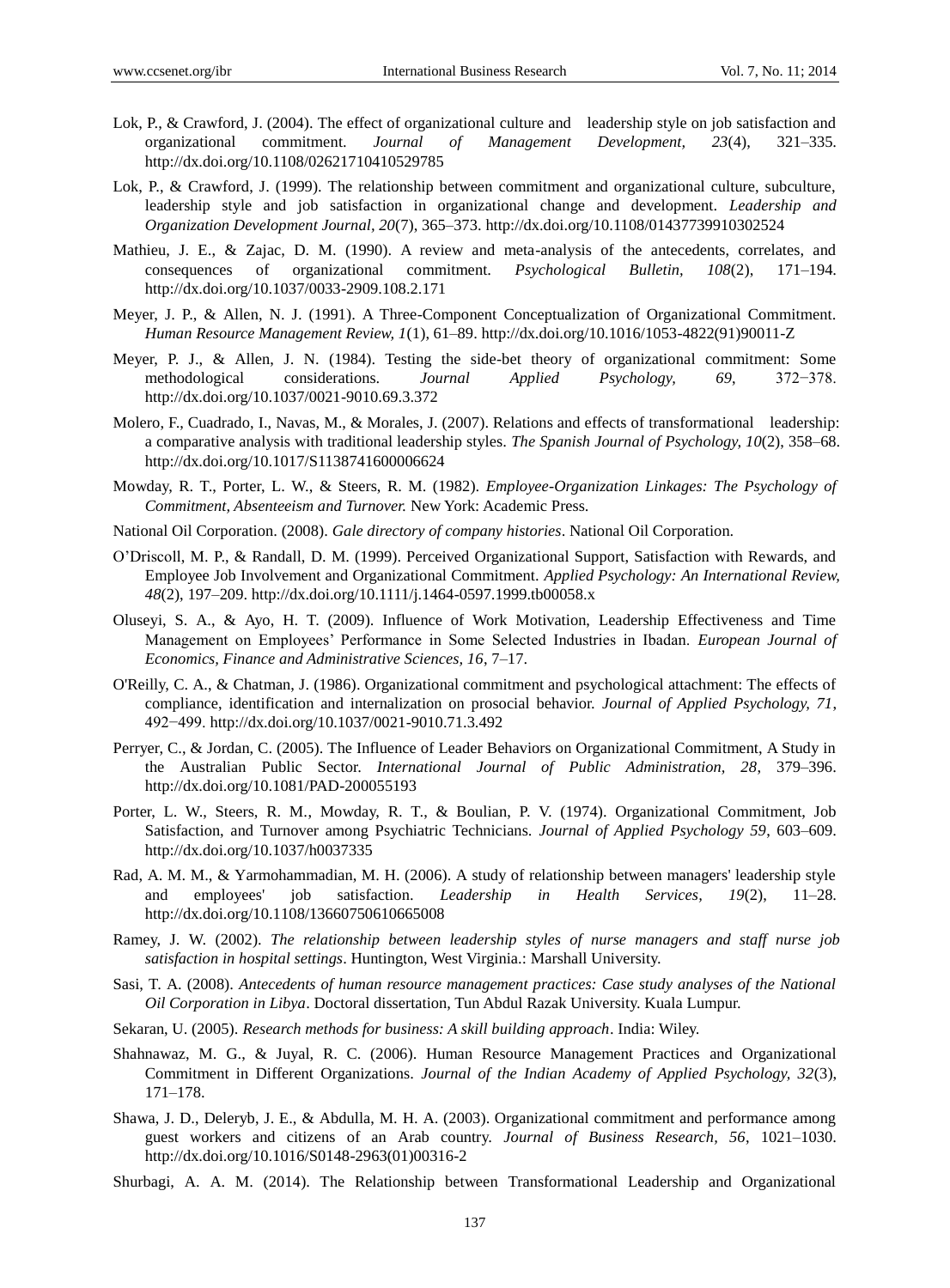Lok, P., & Crawford, J. (2004). The effect of organizational culture and leadership style on job satisfaction and organizational commitment. *Journal of Management Development, 23*(4), 321–335. http://dx.doi.org/10.1108/02621710410529785

Lok, P., & Crawford, J. (1999). The relationship between commitment and organizational culture, subculture, leadership style and job satisfaction in organizational change and development. *Leadership and Organization Development Journal, 20*(7), 365–373. http://dx.doi.org/10.1108/01437739910302524

Mathieu, J. E., & Zajac, D. M. (1990). A review and meta-analysis of the antecedents, correlates, and consequences of organizational commitment. *Psychological Bulletin, 108*(2), 171–194. http://dx.doi.org/10.1037/0033-2909.108.2.171

Meyer, J. P., & Allen, N. J. (1991). A Three-Component Conceptualization of Organizational Commitment. *Human Resource Management Review, 1*(1), 61–89. http://dx.doi.org/10.1016/1053-4822(91)90011-Z

Meyer, P. J., & Allen, J. N. (1984). Testing the side-bet theory of organizational commitment: Some methodological considerations. *Journal Applied Psychology, 69*, 372−378. http://dx.doi.org/10.1037/0021-9010.69.3.372

Molero, F., Cuadrado, I., Navas, M., & Morales, J. (2007). Relations and effects of transformational leadership: a comparative analysis with traditional leadership styles. *The Spanish Journal of Psychology, 10*(2), 358–68. http://dx.doi.org/10.1017/S1138741600006624

Mowday, R. T., Porter, L. W., & Steers, R. M. (1982). *Employee-Organization Linkages: The Psychology of Commitment, Absenteeism and Turnover.* New York: Academic Press.

National Oil Corporation. (2008). *Gale directory of company histories*. National Oil Corporation.

O'Driscoll, M. P., & Randall, D. M. (1999). Perceived Organizational Support, Satisfaction with Rewards, and Employee Job Involvement and Organizational Commitment. *Applied Psychology: An International Review, 48*(2), 197–209. http://dx.doi.org/10.1111/j.1464-0597.1999.tb00058.x

Oluseyi, S. A., & Ayo, H. T. (2009). Influence of Work Motivation, Leadership Effectiveness and Time Management on Employees' Performance in Some Selected Industries in Ibadan. *European Journal of Economics, Finance and Administrative Sciences, 16*, 7–17.

O'Reilly, C. A., & Chatman, J. (1986). Organizational commitment and psychological attachment: The effects of compliance, identification and internalization on prosocial behavior. *Journal of Applied Psychology, 71*, 492−499. http://dx.doi.org/10.1037/0021-9010.71.3.492

Perryer, C., & Jordan, C. (2005). The Influence of Leader Behaviors on Organizational Commitment, A Study in the Australian Public Sector. *International Journal of Public Administration, 28*, 379–396. http://dx.doi.org/10.1081/PAD-200055193

Porter, L. W., Steers, R. M., Mowday, R. T., & Boulian, P. V. (1974). Organizational Commitment, Job Satisfaction, and Turnover among Psychiatric Technicians. *Journal of Applied Psychology 59*, 603–609. http://dx.doi.org/10.1037/h0037335

Rad, A. M. M., & Yarmohammadian, M. H. (2006). A study of relationship between managers' leadership style and employees' job satisfaction. *Leadership in Health Services, 19*(2), 11–28. http://dx.doi.org/10.1108/13660750610665008

Ramey, J. W. (2002). *The relationship between leadership styles of nurse managers and staff nurse job satisfaction in hospital settings*. Huntington, West Virginia.: Marshall University.

Sasi, T. A. (2008). *Antecedents of human resource management practices: Case study analyses of the National Oil Corporation in Libya*. Doctoral dissertation, Tun Abdul Razak University. Kuala Lumpur.

Sekaran, U. (2005). *Research methods for business: A skill building approach*. India: Wiley.

Shahnawaz, M. G., & Juyal, R. C. (2006). Human Resource Management Practices and Organizational Commitment in Different Organizations. *Journal of the Indian Academy of Applied Psychology, 32*(3), 171–178.

Shawa, J. D., Deleryb, J. E., & Abdulla, M. H. A. (2003). Organizational commitment and performance among guest workers and citizens of an Arab country. *Journal of Business Research, 56*, 1021–1030. http://dx.doi.org/10.1016/S0148-2963(01)00316-2

Shurbagi, A. A. M. (2014). The Relationship between Transformational Leadership and Organizational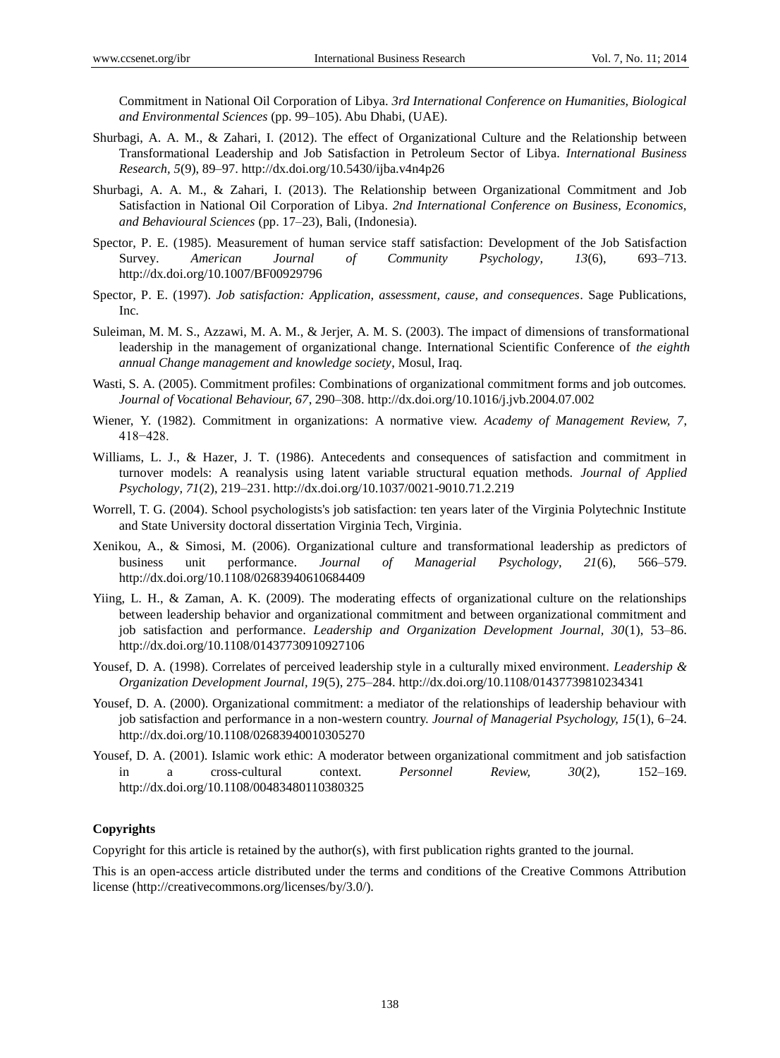Commitment in National Oil Corporation of Libya. *3rd International Conference on Humanities, Biological and Environmental Sciences* (pp. 99–105). Abu Dhabi, (UAE).

Shurbagi, A. A. M., & Zahari, I. (2012). The effect of Organizational Culture and the Relationship between Transformational Leadership and Job Satisfaction in Petroleum Sector of Libya. *International Business Research, 5*(9), 89–97. http://dx.doi.org/10.5430/ijba.v4n4p26

Shurbagi, A. A. M., & Zahari, I. (2013). The Relationship between Organizational Commitment and Job Satisfaction in National Oil Corporation of Libya. *2nd International Conference on Business, Economics, and Behavioural Sciences* (pp. 17–23), Bali, (Indonesia).

Spector, P. E. (1985). Measurement of human service staff satisfaction: Development of the Job Satisfaction Survey. *American Journal of Community Psychology, 13*(6), 693–713. http://dx.doi.org/10.1007/BF00929796

Spector, P. E. (1997). *Job satisfaction: Application, assessment, cause, and consequences*. Sage Publications, Inc.

Suleiman, M. M. S., Azzawi, M. A. M., & Jerjer, A. M. S. (2003). The impact of dimensions of transformational leadership in the management of organizational change. International Scientific Conference of *the eighth annual Change management and knowledge society*, Mosul, Iraq.

Wasti, S. A. (2005). Commitment profiles: Combinations of organizational commitment forms and job outcomes. *Journal of Vocational Behaviour, 67*, 290–308. http://dx.doi.org/10.1016/j.jvb.2004.07.002

Wiener, Y. (1982). Commitment in organizations: A normative view. *Academy of Management Review, 7*, 418−428.

Williams, L. J., & Hazer, J. T. (1986). Antecedents and consequences of satisfaction and commitment in turnover models: A reanalysis using latent variable structural equation methods. *Journal of Applied Psychology, 71*(2), 219–231. http://dx.doi.org/10.1037/0021-9010.71.2.219

Worrell, T. G. (2004). School psychologists's job satisfaction: ten years later of the Virginia Polytechnic Institute and State University doctoral dissertation Virginia Tech, Virginia.

Xenikou, A., & Simosi, M. (2006). Organizational culture and transformational leadership as predictors of business unit performance. *Journal of Managerial Psychology, 21*(6), 566–579. http://dx.doi.org/10.1108/02683940610684409

Yiing, L. H., & Zaman, A. K. (2009). The moderating effects of organizational culture on the relationships between leadership behavior and organizational commitment and between organizational commitment and job satisfaction and performance. *Leadership and Organization Development Journal, 30*(1), 53–86. http://dx.doi.org/10.1108/01437730910927106

Yousef, D. A. (1998). Correlates of perceived leadership style in a culturally mixed environment. *Leadership & Organization Development Journal, 19*(5), 275–284. http://dx.doi.org/10.1108/01437739810234341

Yousef, D. A. (2000). Organizational commitment: a mediator of the relationships of leadership behaviour with job satisfaction and performance in a non-western country. *Journal of Managerial Psychology, 15*(1), 6–24. http://dx.doi.org/10.1108/02683940010305270

Yousef, D. A. (2001). Islamic work ethic: A moderator between organizational commitment and job satisfaction in a cross-cultural context. *Personnel Review, 30*(2), 152–169. http://dx.doi.org/10.1108/00483480110380325

**Copyrights**

Copyright for this article is retained by the author(s), with first publication rights granted to the journal.

This is an open-access article distributed under the terms and conditions of the Creative Commons Attribution license (http://creativecommons.org/licenses/by/3.0/).